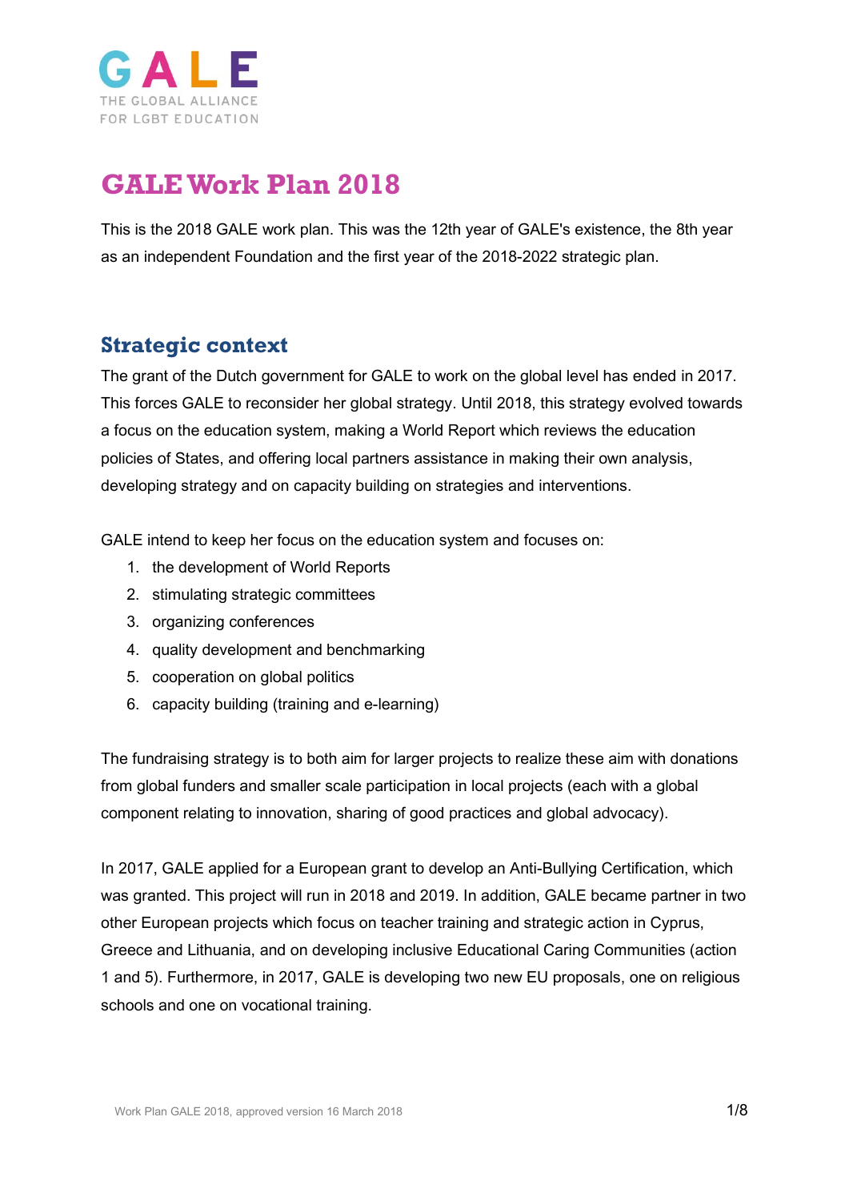GALE

THE GLOBAL ALLIANCE FOR LGBT EDUCATION

# GALE Work Plan 2018

This is the 2018 GALE work plan. This was the 12th year of GALE's existence, the 8th year as an independent Foundation and the first year of the 2018-2022 strategic plan.

## Strategic context

The grant of the Dutch government for GALE to work on the global level has ended in 2017. This forces GALE to reconsider her global strategy. Until 2018, this strategy evolved towards a focus on the education system, making a World Report which reviews the education policies of States, and offering local partners assistance in making their own analysis, developing strategy and on capacity building on strategies and interventions.

GALE intend to keep her focus on the education system and focuses on:

1. the development of World Reports
2. stimulating strategic committees
3. organizing conferences
4. quality development and benchmarking
5. cooperation on global politics
6. capacity building (training and e-learning)

The fundraising strategy is to both aim for larger projects to realize these aim with donations from global funders and smaller scale participation in local projects (each with a global component relating to innovation, sharing of good practices and global advocacy).

In 2017, GALE applied for a European grant to develop an Anti-Bullying Certification, which was granted. This project will run in 2018 and 2019. In addition, GALE became partner in two other European projects which focus on teacher training and strategic action in Cyprus, Greece and Lithuania, and on developing inclusive Educational Caring Communities (action 1 and 5). Furthermore, in 2017, GALE is developing two new EU proposals, one on religious schools and one on vocational training.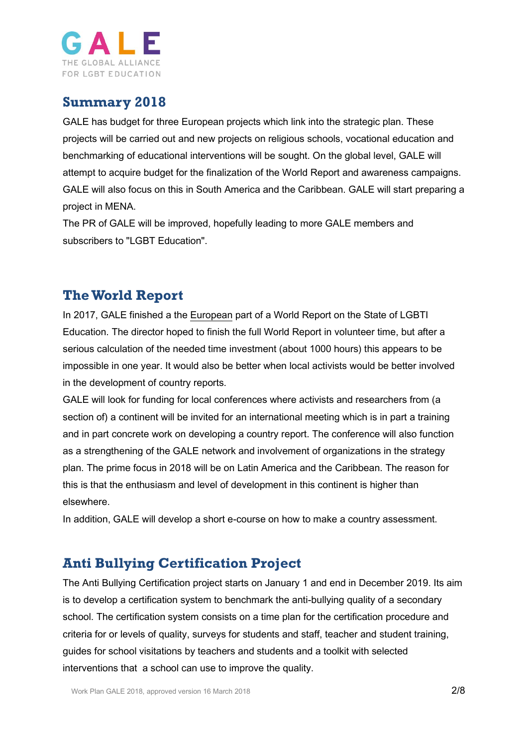GALE
THE GLOBAL ALLIANCE
FOR LGBT EDUCATION

## Summary 2018

GALE has budget for three European projects which link into the strategic plan. These projects will be carried out and new projects on religious schools, vocational education and benchmarking of educational interventions will be sought. On the global level, GALE will attempt to acquire budget for the finalization of the World Report and awareness campaigns. GALE will also focus on this in South America and the Caribbean. GALE will start preparing a project in MENA.

The PR of GALE will be improved, hopefully leading to more GALE members and subscribers to "LGBT Education".

## The World Report

In 2017, GALE finished a the European part of a World Report on the State of LGBTI Education. The director hoped to finish the full World Report in volunteer time, but after a serious calculation of the needed time investment (about 1000 hours) this appears to be impossible in one year. It would also be better when local activists would be better involved in the development of country reports.

GALE will look for funding for local conferences where activists and researchers from (a section of) a continent will be invited for an international meeting which is in part a training and in part concrete work on developing a country report. The conference will also function as a strengthening of the GALE network and involvement of organizations in the strategy plan. The prime focus in 2018 will be on Latin America and the Caribbean. The reason for this is that the enthusiasm and level of development in this continent is higher than elsewhere.

In addition, GALE will develop a short e-course on how to make a country assessment.

## Anti Bullying Certification Project

The Anti Bullying Certification project starts on January 1 and end in December 2019. Its aim is to develop a certification system to benchmark the anti-bullying quality of a secondary school. The certification system consists on a time plan for the certification procedure and criteria for or levels of quality, surveys for students and staff, teacher and student training, guides for school visitations by teachers and students and a toolkit with selected interventions that a school can use to improve the quality.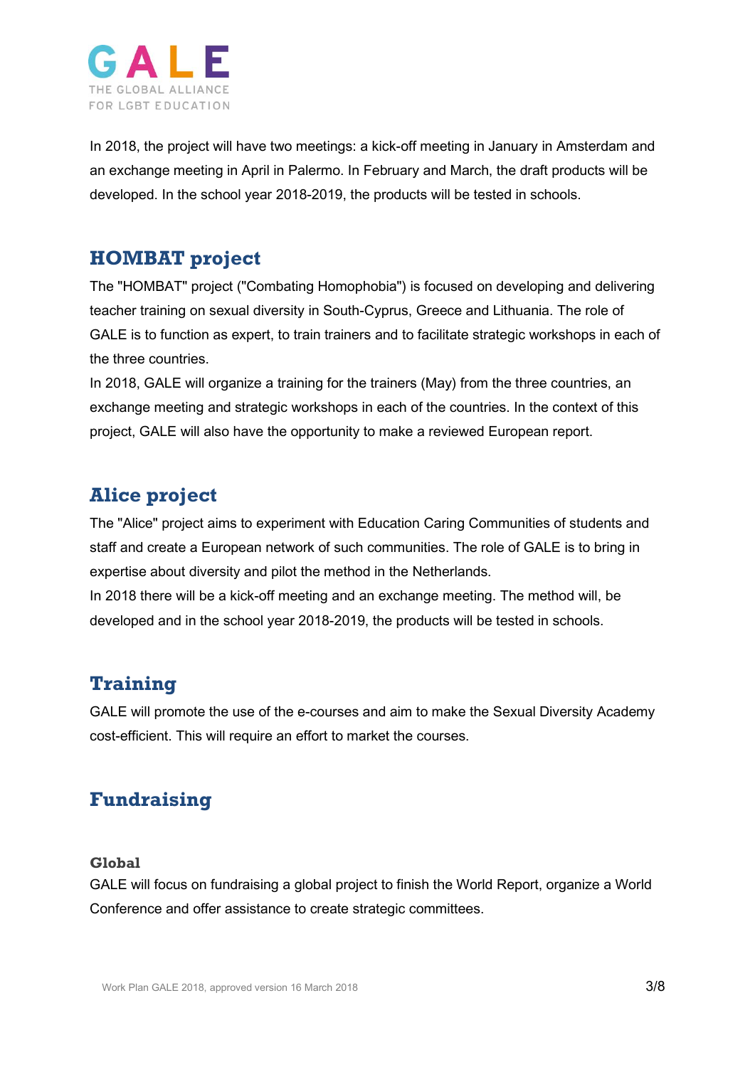In 2018, the project will have two meetings: a kick-off meeting in January in Amsterdam and an exchange meeting in April in Palermo. In February and March, the draft products will be developed. In the school year 2018-2019, the products will be tested in schools.

## HOMBAT project

The "HOMBAT" project ("Combating Homophobia") is focused on developing and delivering teacher training on sexual diversity in South-Cyprus, Greece and Lithuania. The role of GALE is to function as expert, to train trainers and to facilitate strategic workshops in each of the three countries.

In 2018, GALE will organize a training for the trainers (May) from the three countries, an exchange meeting and strategic workshops in each of the countries. In the context of this project, GALE will also have the opportunity to make a reviewed European report.

## Alice project

The "Alice" project aims to experiment with Education Caring Communities of students and staff and create a European network of such communities. The role of GALE is to bring in expertise about diversity and pilot the method in the Netherlands.

In 2018 there will be a kick-off meeting and an exchange meeting. The method will, be developed and in the school year 2018-2019, the products will be tested in schools.

## Training

GALE will promote the use of the e-courses and aim to make the Sexual Diversity Academy cost-efficient. This will require an effort to market the courses.

## Fundraising

### Global

GALE will focus on fundraising a global project to finish the World Report, organize a World Conference and offer assistance to create strategic committees.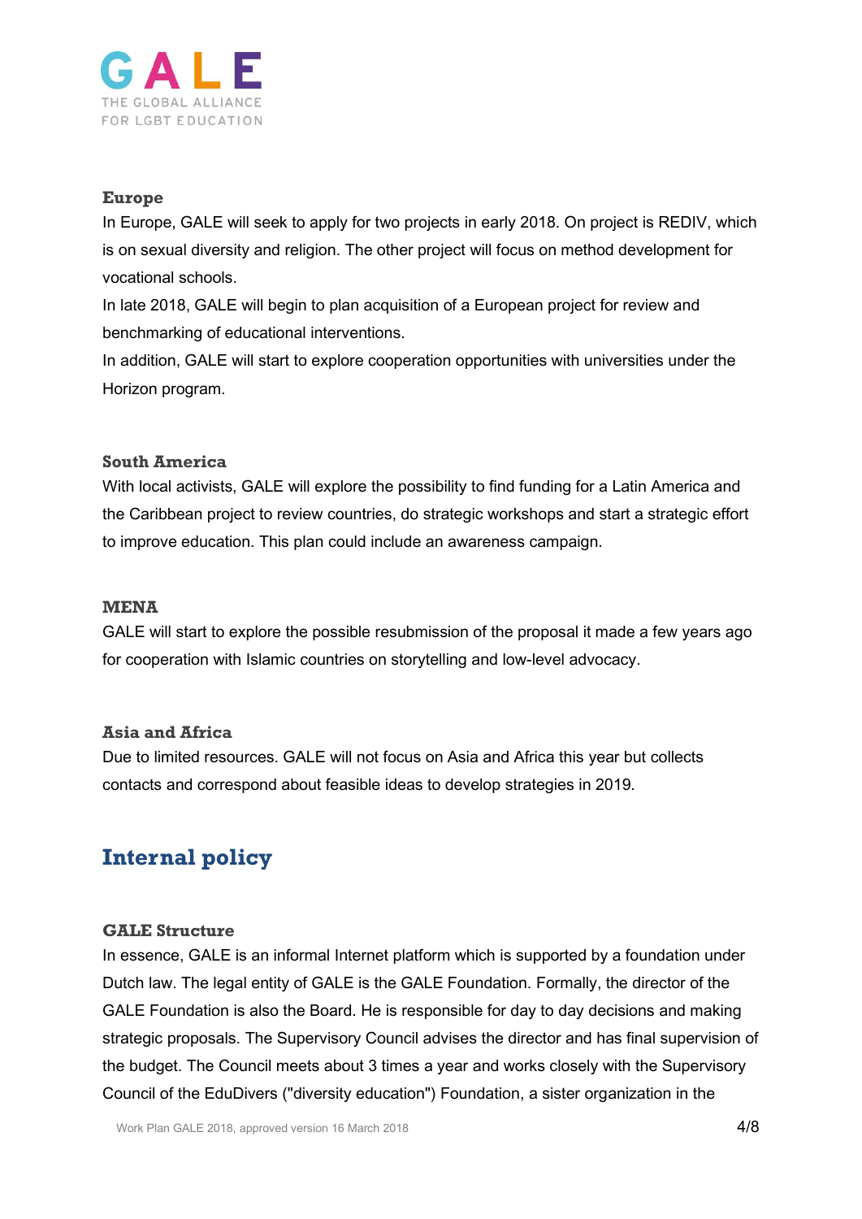### Europe

In Europe, GALE will seek to apply for two projects in early 2018. On project is REDIV, which is on sexual diversity and religion. The other project will focus on method development for vocational schools.

In late 2018, GALE will begin to plan acquisition of a European project for review and benchmarking of educational interventions.

In addition, GALE will start to explore cooperation opportunities with universities under the Horizon program.

### South America

With local activists, GALE will explore the possibility to find funding for a Latin America and the Caribbean project to review countries, do strategic workshops and start a strategic effort to improve education. This plan could include an awareness campaign.

### MENA

GALE will start to explore the possible resubmission of the proposal it made a few years ago for cooperation with Islamic countries on storytelling and low-level advocacy.

### Asia and Africa

Due to limited resources. GALE will not focus on Asia and Africa this year but collects contacts and correspond about feasible ideas to develop strategies in 2019.

## Internal policy

### GALE Structure

In essence, GALE is an informal Internet platform which is supported by a foundation under Dutch law. The legal entity of GALE is the GALE Foundation. Formally, the director of the GALE Foundation is also the Board. He is responsible for day to day decisions and making strategic proposals. The Supervisory Council advises the director and has final supervision of the budget. The Council meets about 3 times a year and works closely with the Supervisory Council of the EduDivers ("diversity education") Foundation, a sister organization in the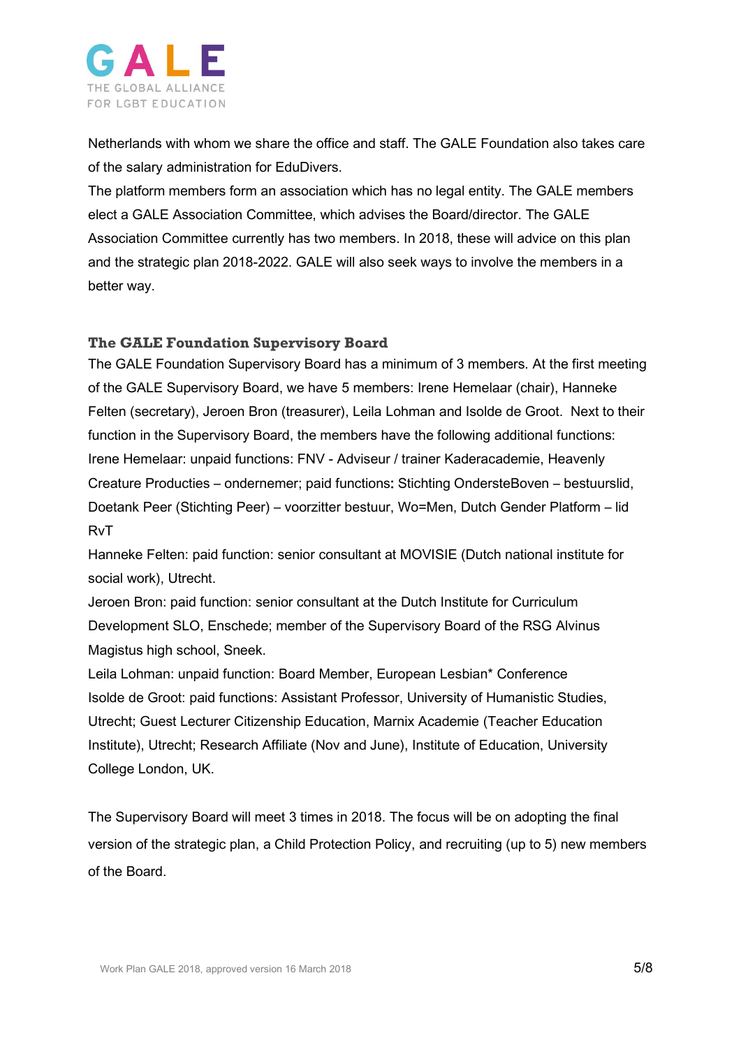Netherlands with whom we share the office and staff. The GALE Foundation also takes care of the salary administration for EduDivers.

The platform members form an association which has no legal entity. The GALE members elect a GALE Association Committee, which advises the Board/director. The GALE Association Committee currently has two members. In 2018, these will advice on this plan and the strategic plan 2018-2022. GALE will also seek ways to involve the members in a better way.

### The GALE Foundation Supervisory Board

The GALE Foundation Supervisory Board has a minimum of 3 members. At the first meeting of the GALE Supervisory Board, we have 5 members: Irene Hemelaar (chair), Hanneke Felten (secretary), Jeroen Bron (treasurer), Leila Lohman and Isolde de Groot. Next to their function in the Supervisory Board, the members have the following additional functions:

Irene Hemelaar: unpaid functions: FNV - Adviseur / trainer Kaderacademie, Heavenly Creature Producties – ondernemer; paid functions**:** Stichting OndersteBoven – bestuurslid, Doetank Peer (Stichting Peer) – voorzitter bestuur, Wo=Men, Dutch Gender Platform – lid RvT

Hanneke Felten: paid function: senior consultant at MOVISIE (Dutch national institute for social work), Utrecht.

Jeroen Bron: paid function: senior consultant at the Dutch Institute for Curriculum Development SLO, Enschede; member of the Supervisory Board of the RSG Alvinus Magistus high school, Sneek.

Leila Lohman: unpaid function: Board Member, European Lesbian* Conference

Isolde de Groot: paid functions: Assistant Professor, University of Humanistic Studies, Utrecht; Guest Lecturer Citizenship Education, Marnix Academie (Teacher Education Institute), Utrecht; Research Affiliate (Nov and June), Institute of Education, University College London, UK.

The Supervisory Board will meet 3 times in 2018. The focus will be on adopting the final version of the strategic plan, a Child Protection Policy, and recruiting (up to 5) new members of the Board.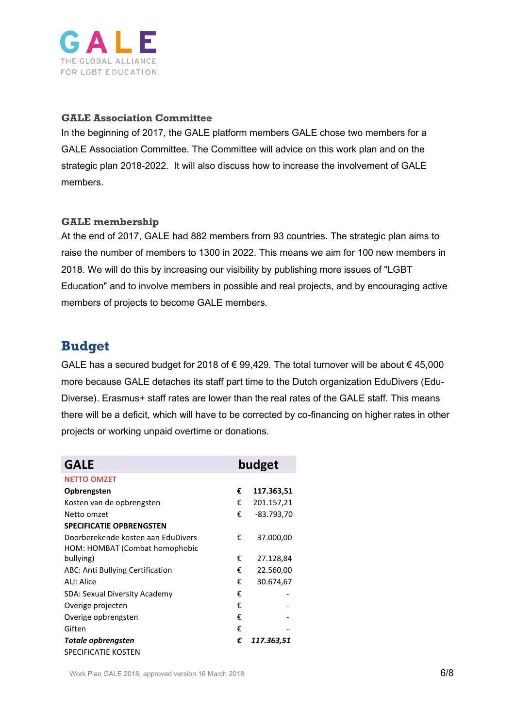### GALE Association Committee

In the beginning of 2017, the GALE platform members GALE chose two members for a GALE Association Committee. The Committee will advice on this work plan and on the strategic plan 2018-2022. It will also discuss how to increase the involvement of GALE members.

### GALE membership

At the end of 2017, GALE had 882 members from 93 countries. The strategic plan aims to raise the number of members to 1300 in 2022. This means we aim for 100 new members in 2018. We will do this by increasing our visibility by publishing more issues of "LGBT Education" and to involve members in possible and real projects, and by encouraging active members of projects to become GALE members.

## Budget

GALE has a secured budget for 2018 of € 99,429. The total turnover will be about € 45,000 more because GALE detaches its staff part time to the Dutch organization EduDivers (Edu-Diverse). Erasmus+ staff rates are lower than the real rates of the GALE staff. This means there will be a deficit, which will have to be corrected by co-financing on higher rates in other projects or working unpaid overtime or donations.

| GALE | | budget |
|---|---|---|
| NETTO OMZET | | |
| **Opbrengsten** | **€** | **117.363,51** |
| Kosten van de opbrengsten | € | 201.157,21 |
| Netto omzet | € | -83.793,70 |
| **SPECIFICATIE OPBRENGSTEN** | | |
| Doorberekende kosten aan EduDivers | € | 37.000,00 |
| HOM: HOMBAT (Combat homophobic bullying) | € | 27.128,84 |
| ABC: Anti Bullying Certification | € | 22.560,00 |
| ALI: Alice | € | 30.674,67 |
| SDA: Sexual Diversity Academy | € | - |
| Overige projecten | € | - |
| Overige opbrengsten | € | - |
| Giften | € | - |
| ***Totale opbrengsten*** | ***€*** | ***117.363,51*** |
| SPECIFICATIE KOSTEN | | |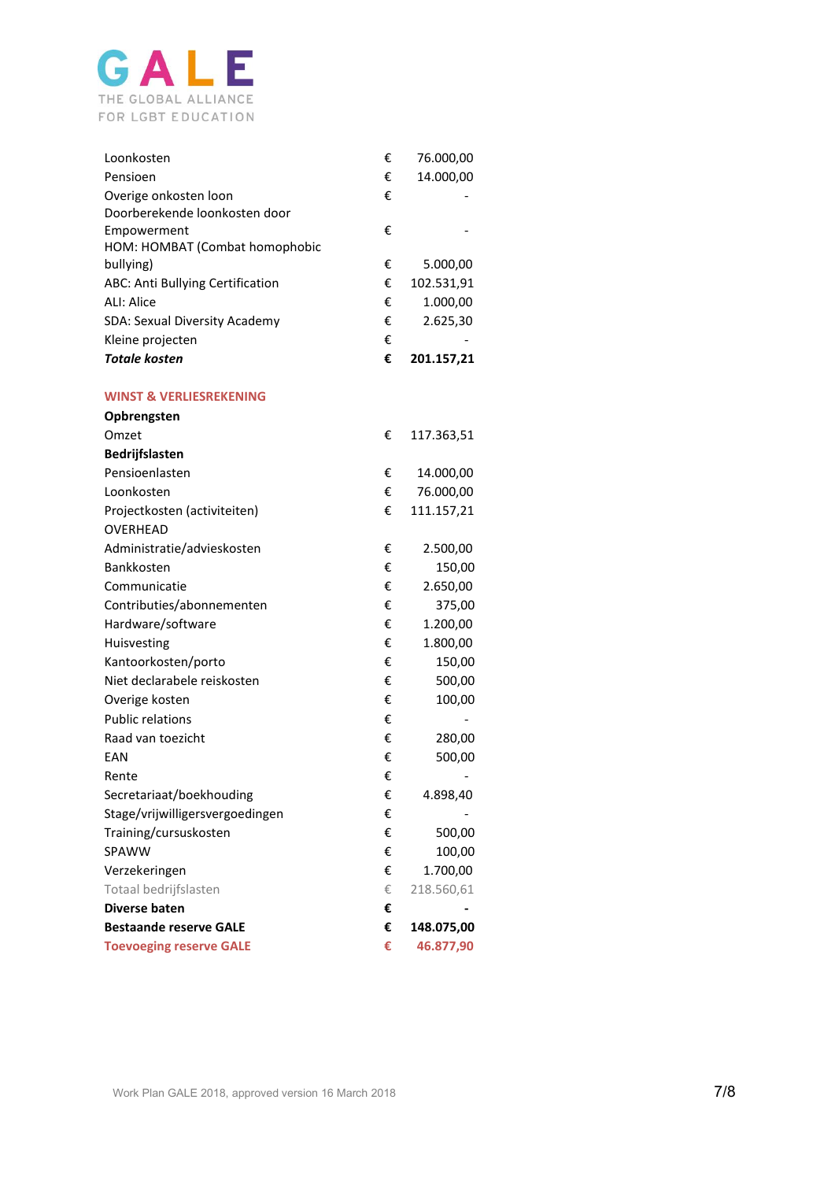GALE
THE GLOBAL ALLIANCE FOR LGBT EDUCATION

| | | |
|---|---|---|
| Loonkosten | € | 76.000,00 |
| Pensioen | € | 14.000,00 |
| Overige onkosten loon | € | - |
| Doorberekende loonkosten door Empowerment | € | - |
| HOM: HOMBAT (Combat homophobic bullying) | € | 5.000,00 |
| ABC: Anti Bullying Certification | € | 102.531,91 |
| ALI: Alice | € | 1.000,00 |
| SDA: Sexual Diversity Academy | € | 2.625,30 |
| Kleine projecten | € | - |
| ***Totale kosten*** | **€** | **201.157,21** |

## WINST & VERLIESREKENING

| | | |
|---|---|---|
| **Opbrengsten** | | |
| Omzet | € | 117.363,51 |
| **Bedrijfslasten** | | |
| Pensioenlasten | € | 14.000,00 |
| Loonkosten | € | 76.000,00 |
| Projectkosten (activiteiten) | € | 111.157,21 |
| OVERHEAD | | |
| Administratie/advieskosten | € | 2.500,00 |
| Bankkosten | € | 150,00 |
| Communicatie | € | 2.650,00 |
| Contributies/abonnementen | € | 375,00 |
| Hardware/software | € | 1.200,00 |
| Huisvesting | € | 1.800,00 |
| Kantoorkosten/porto | € | 150,00 |
| Niet declarabele reiskosten | € | 500,00 |
| Overige kosten | € | 100,00 |
| Public relations | € | - |
| Raad van toezicht | € | 280,00 |
| EAN | € | 500,00 |
| Rente | € | - |
| Secretariaat/boekhouding | € | 4.898,40 |
| Stage/vrijwilligersvergoedingen | € | - |
| Training/cursuskosten | € | 500,00 |
| SPAWW | € | 100,00 |
| Verzekeringen | € | 1.700,00 |
| Totaal bedrijfslasten | € | 218.560,61 |
| **Diverse baten** | **€** | **-** |
| **Bestaande reserve GALE** | **€** | **148.075,00** |
| **Toevoeging reserve GALE** | **€** | **46.877,90** |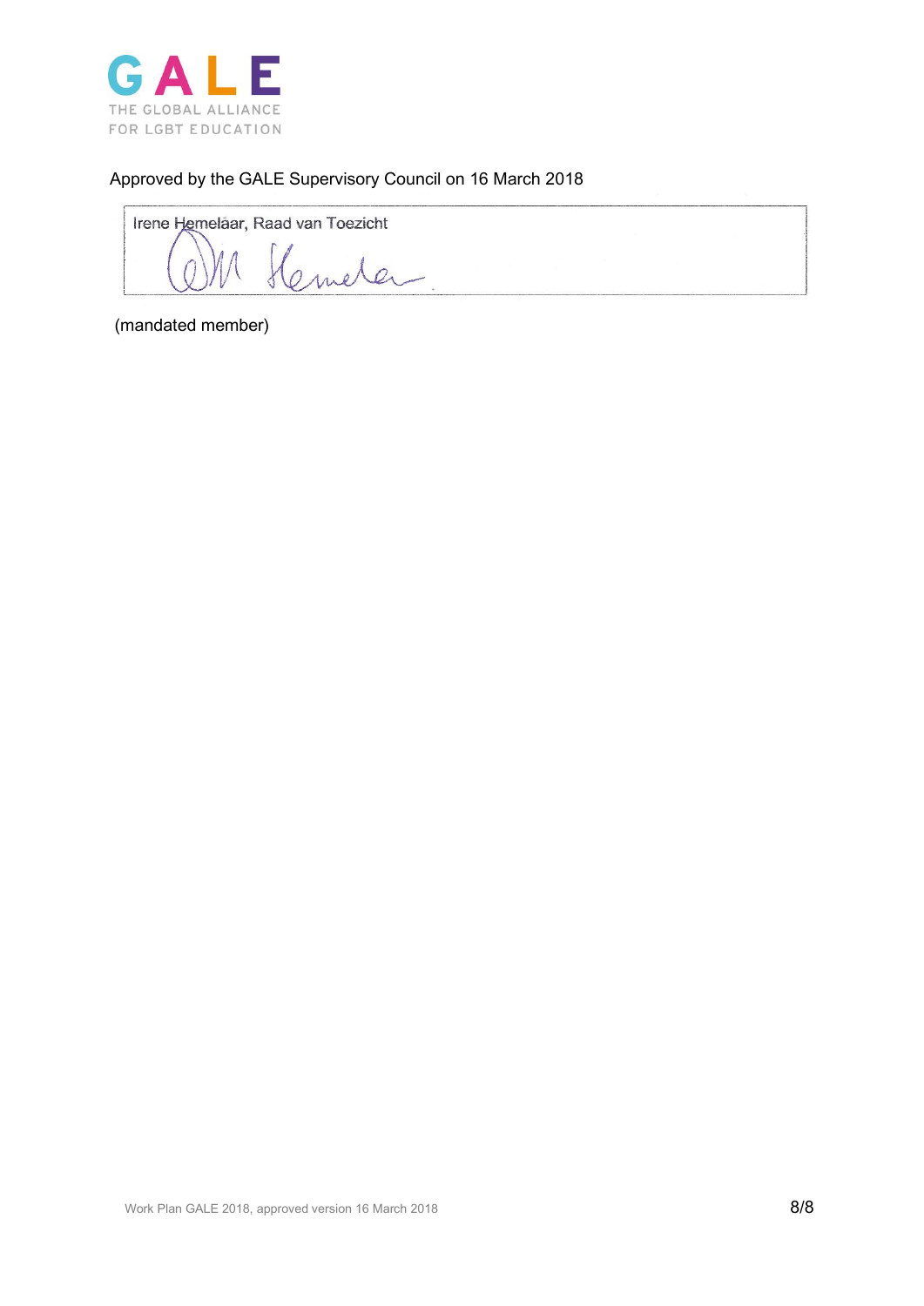GALE
THE GLOBAL ALLIANCE
FOR LGBT EDUCATION

Approved by the GALE Supervisory Council on 16 March 2018

| |
|---|
| Irene Hemelaar, Raad van Toezicht |

(mandated member)